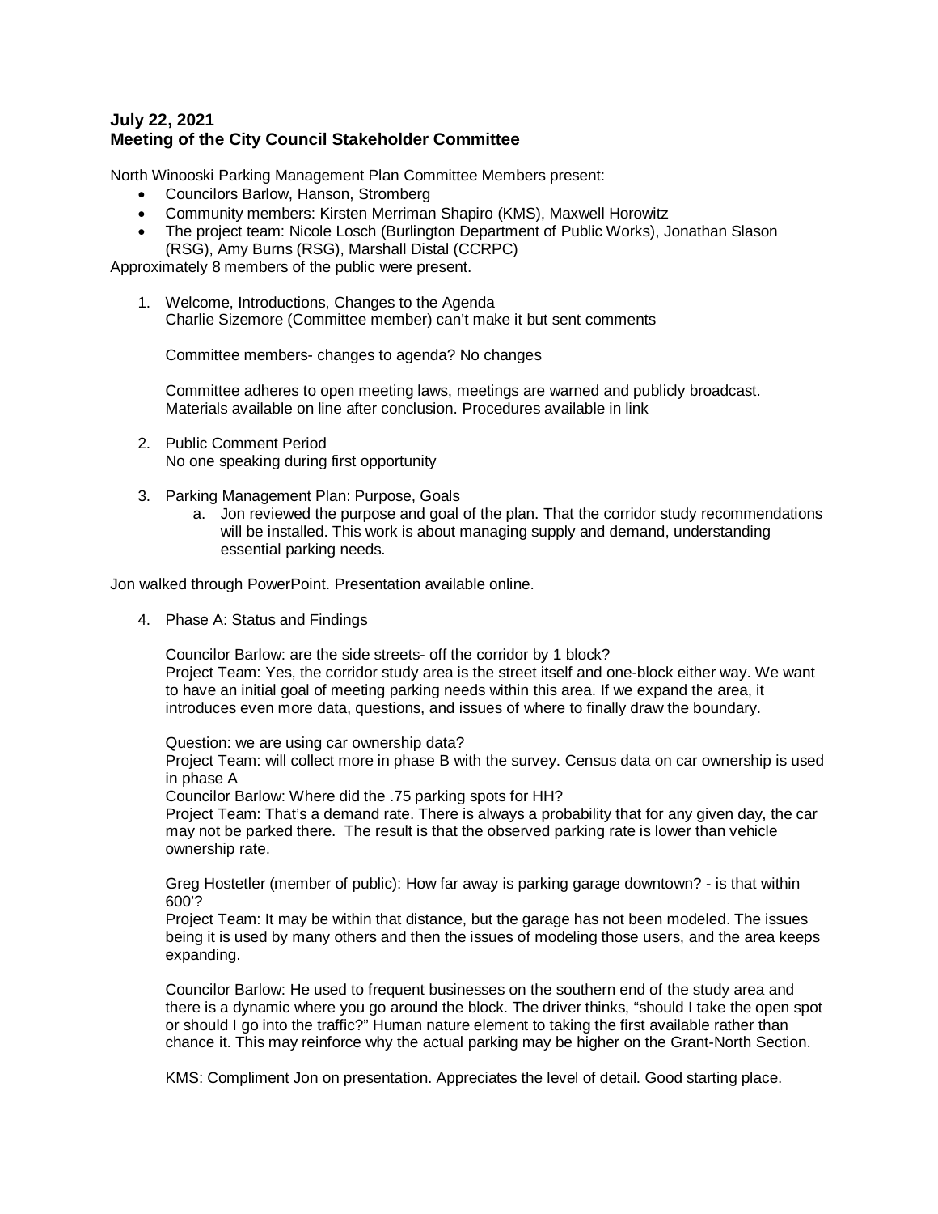**July 22, 2021**
**Meeting of the City Council Stakeholder Committee**

North Winooski Parking Management Plan Committee Members present:

- Councilors Barlow, Hanson, Stromberg
- Community members: Kirsten Merriman Shapiro (KMS), Maxwell Horowitz
- The project team: Nicole Losch (Burlington Department of Public Works), Jonathan Slason (RSG), Amy Burns (RSG), Marshall Distal (CCRPC)

Approximately 8 members of the public were present.

1. Welcome, Introductions, Changes to the Agenda
   Charlie Sizemore (Committee member) can't make it but sent comments

   Committee members- changes to agenda? No changes

   Committee adheres to open meeting laws, meetings are warned and publicly broadcast. Materials available on line after conclusion. Procedures available in link

2. Public Comment Period
   No one speaking during first opportunity

3. Parking Management Plan: Purpose, Goals
   a. Jon reviewed the purpose and goal of the plan. That the corridor study recommendations will be installed. This work is about managing supply and demand, understanding essential parking needs.

Jon walked through PowerPoint. Presentation available online.

4. Phase A: Status and Findings

   Councilor Barlow: are the side streets- off the corridor by 1 block?
   Project Team: Yes, the corridor study area is the street itself and one-block either way. We want to have an initial goal of meeting parking needs within this area. If we expand the area, it introduces even more data, questions, and issues of where to finally draw the boundary.

   Question: we are using car ownership data?
   Project Team: will collect more in phase B with the survey. Census data on car ownership is used in phase A
   Councilor Barlow: Where did the .75 parking spots for HH?
   Project Team: That's a demand rate. There is always a probability that for any given day, the car may not be parked there. The result is that the observed parking rate is lower than vehicle ownership rate.

   Greg Hostetler (member of public): How far away is parking garage downtown? - is that within 600'?
   Project Team: It may be within that distance, but the garage has not been modeled. The issues being it is used by many others and then the issues of modeling those users, and the area keeps expanding.

   Councilor Barlow: He used to frequent businesses on the southern end of the study area and there is a dynamic where you go around the block. The driver thinks, "should I take the open spot or should I go into the traffic?" Human nature element to taking the first available rather than chance it. This may reinforce why the actual parking may be higher on the Grant-North Section.

   KMS: Compliment Jon on presentation. Appreciates the level of detail. Good starting place.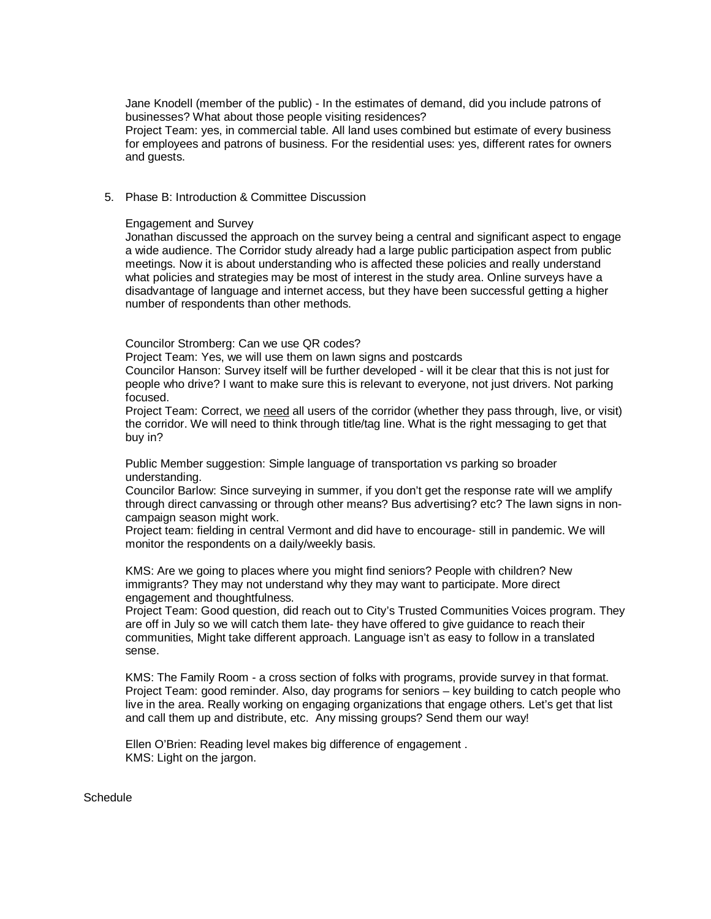Jane Knodell (member of the public) - In the estimates of demand, did you include patrons of businesses? What about those people visiting residences?
Project Team: yes, in commercial table. All land uses combined but estimate of every business for employees and patrons of business. For the residential uses: yes, different rates for owners and guests.

5. Phase B: Introduction & Committee Discussion

   Engagement and Survey
   Jonathan discussed the approach on the survey being a central and significant aspect to engage a wide audience. The Corridor study already had a large public participation aspect from public meetings. Now it is about understanding who is affected these policies and really understand what policies and strategies may be most of interest in the study area. Online surveys have a disadvantage of language and internet access, but they have been successful getting a higher number of respondents than other methods.

   Councilor Stromberg: Can we use QR codes?
   Project Team: Yes, we will use them on lawn signs and postcards
   Councilor Hanson: Survey itself will be further developed - will it be clear that this is not just for people who drive? I want to make sure this is relevant to everyone, not just drivers. Not parking focused.
   Project Team: Correct, we <u>need</u> all users of the corridor (whether they pass through, live, or visit) the corridor. We will need to think through title/tag line. What is the right messaging to get that buy in?

   Public Member suggestion: Simple language of transportation vs parking so broader understanding.
   Councilor Barlow: Since surveying in summer, if you don't get the response rate will we amplify through direct canvassing or through other means? Bus advertising? etc? The lawn signs in non-campaign season might work.
   Project team: fielding in central Vermont and did have to encourage- still in pandemic. We will monitor the respondents on a daily/weekly basis.

   KMS: Are we going to places where you might find seniors? People with children? New immigrants? They may not understand why they may want to participate. More direct engagement and thoughtfulness.
   Project Team: Good question, did reach out to City's Trusted Communities Voices program. They are off in July so we will catch them late- they have offered to give guidance to reach their communities, Might take different approach. Language isn't as easy to follow in a translated sense.

   KMS: The Family Room - a cross section of folks with programs, provide survey in that format.
   Project Team: good reminder. Also, day programs for seniors – key building to catch people who live in the area. Really working on engaging organizations that engage others. Let's get that list and call them up and distribute, etc. Any missing groups? Send them our way!

   Ellen O'Brien: Reading level makes big difference of engagement .
   KMS: Light on the jargon.

Schedule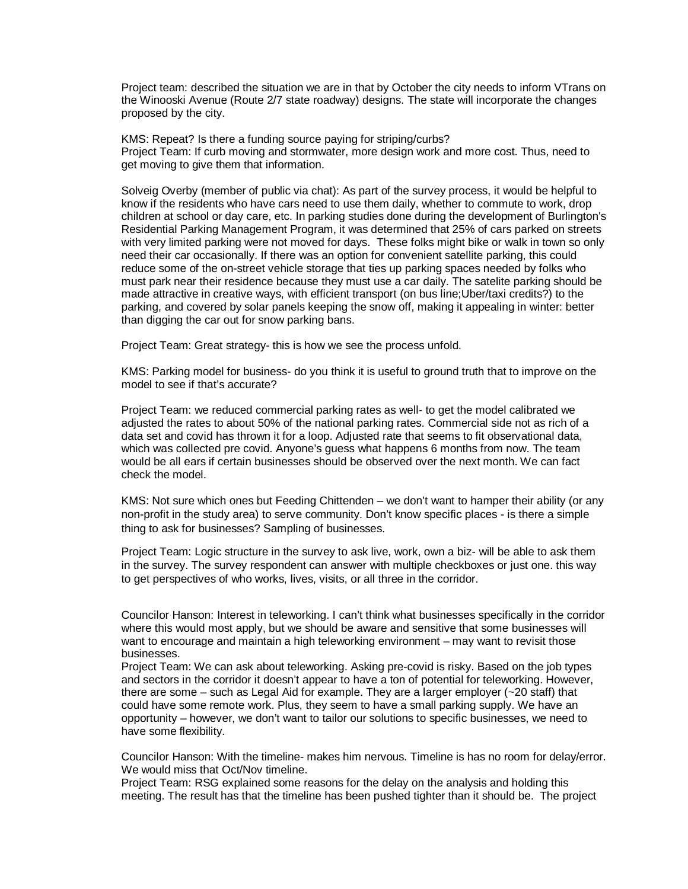Project team: described the situation we are in that by October the city needs to inform VTrans on the Winooski Avenue (Route 2/7 state roadway) designs. The state will incorporate the changes proposed by the city.

KMS: Repeat? Is there a funding source paying for striping/curbs?
Project Team: If curb moving and stormwater, more design work and more cost. Thus, need to get moving to give them that information.

Solveig Overby (member of public via chat): As part of the survey process, it would be helpful to know if the residents who have cars need to use them daily, whether to commute to work, drop children at school or day care, etc. In parking studies done during the development of Burlington's Residential Parking Management Program, it was determined that 25% of cars parked on streets with very limited parking were not moved for days. These folks might bike or walk in town so only need their car occasionally. If there was an option for convenient satellite parking, this could reduce some of the on-street vehicle storage that ties up parking spaces needed by folks who must park near their residence because they must use a car daily. The satelite parking should be made attractive in creative ways, with efficient transport (on bus line;Uber/taxi credits?) to the parking, and covered by solar panels keeping the snow off, making it appealing in winter: better than digging the car out for snow parking bans.

Project Team: Great strategy- this is how we see the process unfold.

KMS: Parking model for business- do you think it is useful to ground truth that to improve on the model to see if that's accurate?

Project Team: we reduced commercial parking rates as well- to get the model calibrated we adjusted the rates to about 50% of the national parking rates. Commercial side not as rich of a data set and covid has thrown it for a loop. Adjusted rate that seems to fit observational data, which was collected pre covid. Anyone's guess what happens 6 months from now. The team would be all ears if certain businesses should be observed over the next month. We can fact check the model.

KMS: Not sure which ones but Feeding Chittenden – we don't want to hamper their ability (or any non-profit in the study area) to serve community. Don't know specific places - is there a simple thing to ask for businesses? Sampling of businesses.

Project Team: Logic structure in the survey to ask live, work, own a biz- will be able to ask them in the survey. The survey respondent can answer with multiple checkboxes or just one. this way to get perspectives of who works, lives, visits, or all three in the corridor.

Councilor Hanson: Interest in teleworking. I can't think what businesses specifically in the corridor where this would most apply, but we should be aware and sensitive that some businesses will want to encourage and maintain a high teleworking environment – may want to revisit those businesses.
Project Team: We can ask about teleworking. Asking pre-covid is risky. Based on the job types and sectors in the corridor it doesn't appear to have a ton of potential for teleworking. However, there are some – such as Legal Aid for example. They are a larger employer (~20 staff) that could have some remote work. Plus, they seem to have a small parking supply. We have an opportunity – however, we don't want to tailor our solutions to specific businesses, we need to have some flexibility.

Councilor Hanson: With the timeline- makes him nervous. Timeline is has no room for delay/error. We would miss that Oct/Nov timeline.
Project Team: RSG explained some reasons for the delay on the analysis and holding this meeting. The result has that the timeline has been pushed tighter than it should be. The project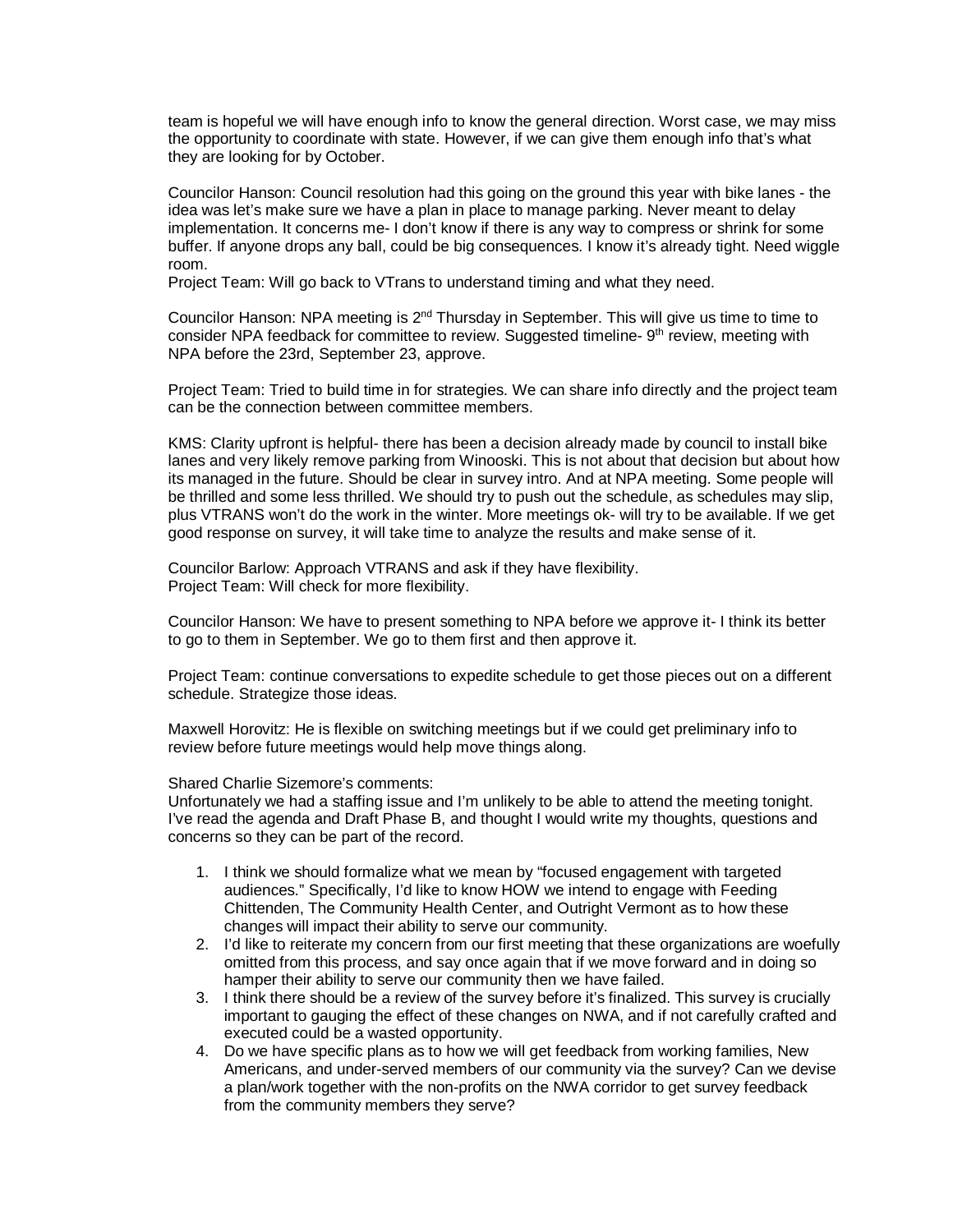team is hopeful we will have enough info to know the general direction. Worst case, we may miss the opportunity to coordinate with state. However, if we can give them enough info that's what they are looking for by October.

Councilor Hanson: Council resolution had this going on the ground this year with bike lanes - the idea was let's make sure we have a plan in place to manage parking. Never meant to delay implementation. It concerns me- I don't know if there is any way to compress or shrink for some buffer. If anyone drops any ball, could be big consequences. I know it's already tight. Need wiggle room.
Project Team: Will go back to VTrans to understand timing and what they need.

Councilor Hanson: NPA meeting is 2nd Thursday in September. This will give us time to time to consider NPA feedback for committee to review. Suggested timeline- 9th review, meeting with NPA before the 23rd, September 23, approve.

Project Team: Tried to build time in for strategies. We can share info directly and the project team can be the connection between committee members.

KMS: Clarity upfront is helpful- there has been a decision already made by council to install bike lanes and very likely remove parking from Winooski. This is not about that decision but about how its managed in the future. Should be clear in survey intro. And at NPA meeting. Some people will be thrilled and some less thrilled. We should try to push out the schedule, as schedules may slip, plus VTRANS won't do the work in the winter. More meetings ok- will try to be available. If we get good response on survey, it will take time to analyze the results and make sense of it.

Councilor Barlow: Approach VTRANS and ask if they have flexibility.
Project Team: Will check for more flexibility.

Councilor Hanson: We have to present something to NPA before we approve it- I think its better to go to them in September. We go to them first and then approve it.

Project Team: continue conversations to expedite schedule to get those pieces out on a different schedule. Strategize those ideas.

Maxwell Horovitz: He is flexible on switching meetings but if we could get preliminary info to review before future meetings would help move things along.

Shared Charlie Sizemore's comments:
Unfortunately we had a staffing issue and I'm unlikely to be able to attend the meeting tonight. I've read the agenda and Draft Phase B, and thought I would write my thoughts, questions and concerns so they can be part of the record.

1. I think we should formalize what we mean by "focused engagement with targeted audiences." Specifically, I'd like to know HOW we intend to engage with Feeding Chittenden, The Community Health Center, and Outright Vermont as to how these changes will impact their ability to serve our community.
2. I'd like to reiterate my concern from our first meeting that these organizations are woefully omitted from this process, and say once again that if we move forward and in doing so hamper their ability to serve our community then we have failed.
3. I think there should be a review of the survey before it's finalized. This survey is crucially important to gauging the effect of these changes on NWA, and if not carefully crafted and executed could be a wasted opportunity.
4. Do we have specific plans as to how we will get feedback from working families, New Americans, and under-served members of our community via the survey? Can we devise a plan/work together with the non-profits on the NWA corridor to get survey feedback from the community members they serve?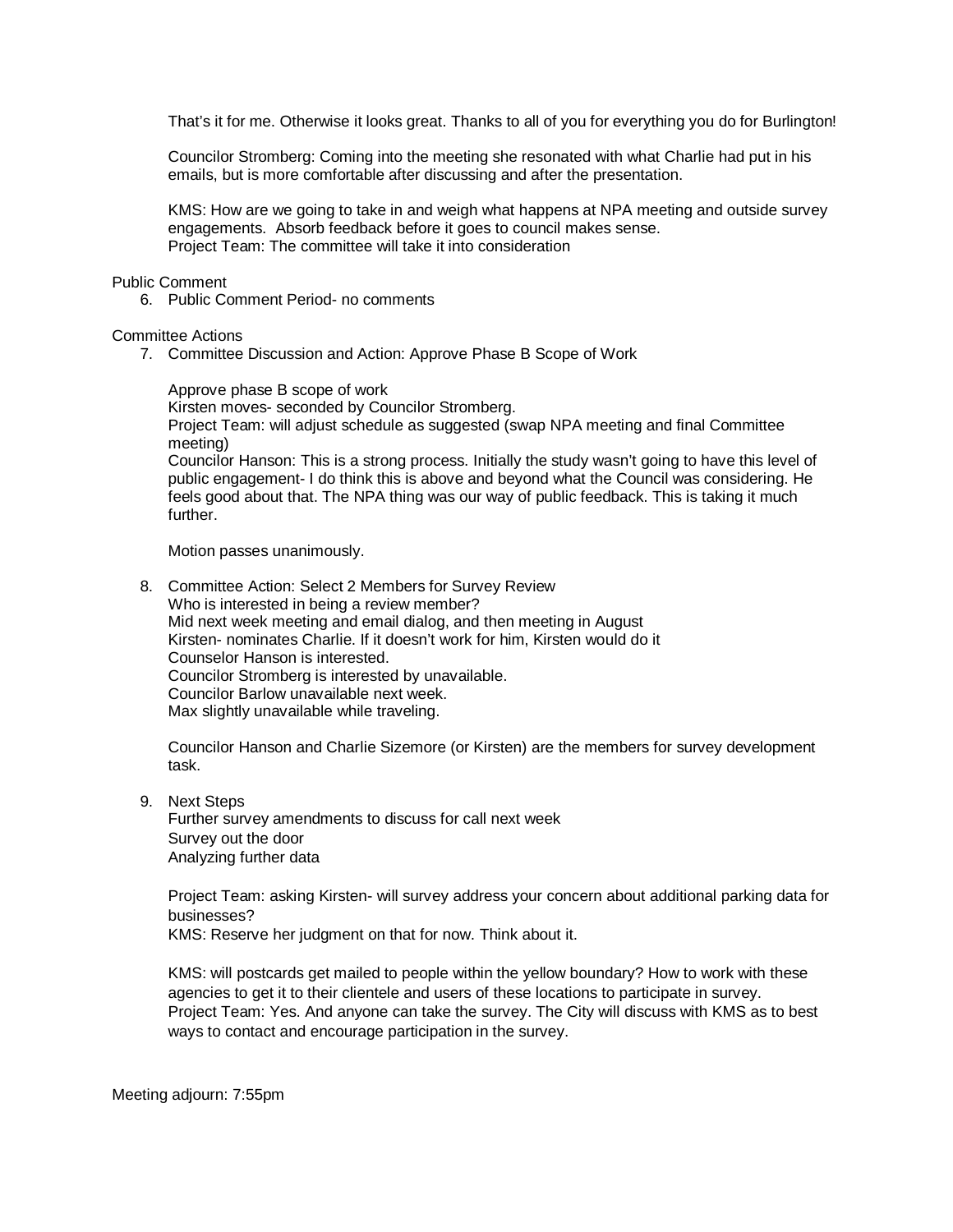That's it for me. Otherwise it looks great. Thanks to all of you for everything you do for Burlington!

Councilor Stromberg: Coming into the meeting she resonated with what Charlie had put in his emails, but is more comfortable after discussing and after the presentation.

KMS: How are we going to take in and weigh what happens at NPA meeting and outside survey engagements. Absorb feedback before it goes to council makes sense.
Project Team: The committee will take it into consideration

Public Comment

6. Public Comment Period- no comments

Committee Actions

7. Committee Discussion and Action: Approve Phase B Scope of Work

   Approve phase B scope of work
   Kirsten moves- seconded by Councilor Stromberg.
   Project Team: will adjust schedule as suggested (swap NPA meeting and final Committee meeting)
   Councilor Hanson: This is a strong process. Initially the study wasn't going to have this level of public engagement- I do think this is above and beyond what the Council was considering. He feels good about that. The NPA thing was our way of public feedback. This is taking it much further.

   Motion passes unanimously.

8. Committee Action: Select 2 Members for Survey Review
   Who is interested in being a review member?
   Mid next week meeting and email dialog, and then meeting in August
   Kirsten- nominates Charlie. If it doesn't work for him, Kirsten would do it
   Counselor Hanson is interested.
   Councilor Stromberg is interested by unavailable.
   Councilor Barlow unavailable next week.
   Max slightly unavailable while traveling.

   Councilor Hanson and Charlie Sizemore (or Kirsten) are the members for survey development task.

9. Next Steps
   Further survey amendments to discuss for call next week
   Survey out the door
   Analyzing further data

   Project Team: asking Kirsten- will survey address your concern about additional parking data for businesses?
   KMS: Reserve her judgment on that for now. Think about it.

   KMS: will postcards get mailed to people within the yellow boundary? How to work with these agencies to get it to their clientele and users of these locations to participate in survey.
   Project Team: Yes. And anyone can take the survey. The City will discuss with KMS as to best ways to contact and encourage participation in the survey.

Meeting adjourn: 7:55pm